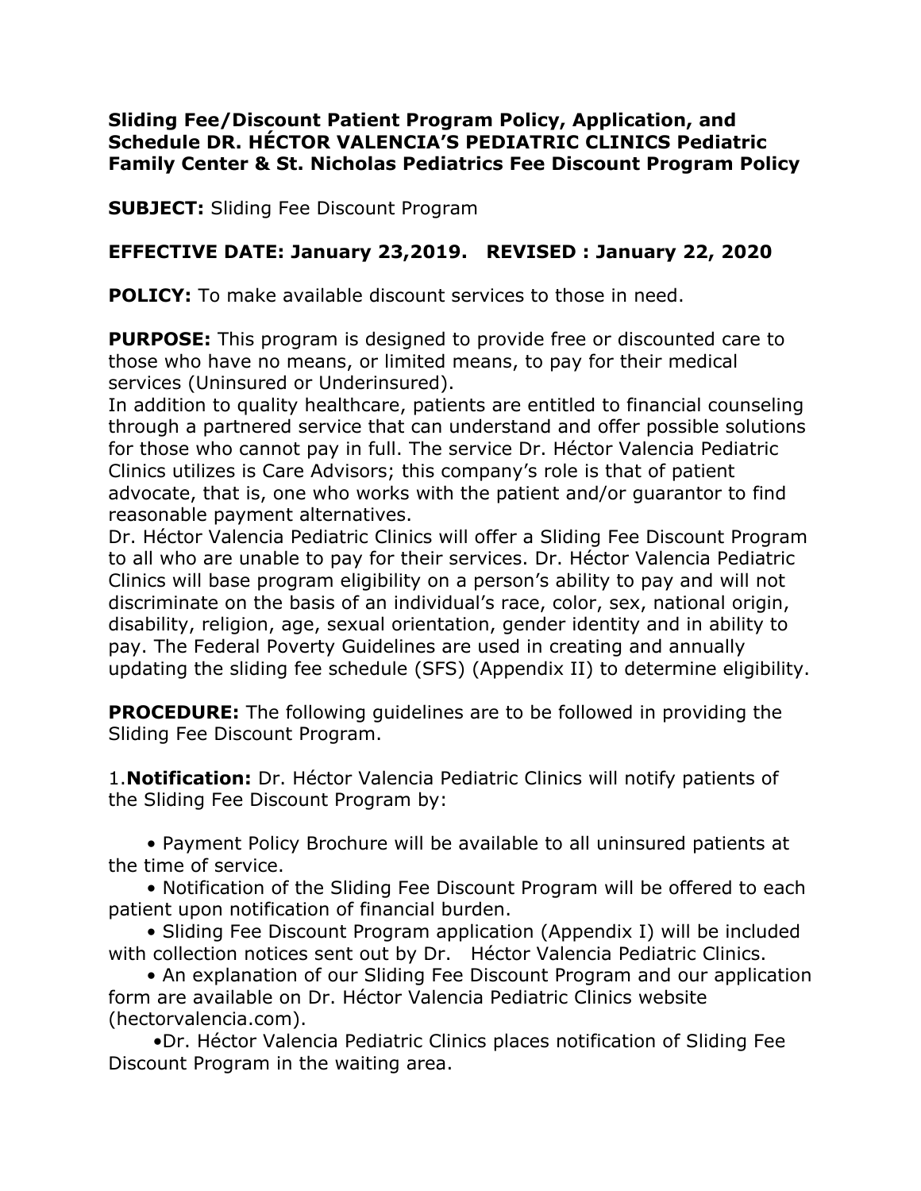**Sliding Fee/Discount Patient Program Policy, Application, and Schedule DR. HÉCTOR VALENCIA'S PEDIATRIC CLINICS Pediatric Family Center & St. Nicholas Pediatrics Fee Discount Program Policy**

**SUBJECT:** Sliding Fee Discount Program

**EFFECTIVE DATE: January 23,2019. REVISED : January 22, 2020**

**POLICY:** To make available discount services to those in need.

**PURPOSE:** This program is designed to provide free or discounted care to those who have no means, or limited means, to pay for their medical services (Uninsured or Underinsured).

In addition to quality healthcare, patients are entitled to financial counseling through a partnered service that can understand and offer possible solutions for those who cannot pay in full. The service Dr. Héctor Valencia Pediatric Clinics utilizes is Care Advisors; this company's role is that of patient advocate, that is, one who works with the patient and/or guarantor to find reasonable payment alternatives.

Dr. Héctor Valencia Pediatric Clinics will offer a Sliding Fee Discount Program to all who are unable to pay for their services. Dr. Héctor Valencia Pediatric Clinics will base program eligibility on a person's ability to pay and will not discriminate on the basis of an individual's race, color, sex, national origin, disability, religion, age, sexual orientation, gender identity and in ability to pay. The Federal Poverty Guidelines are used in creating and annually updating the sliding fee schedule (SFS) (Appendix II) to determine eligibility.

**PROCEDURE:** The following guidelines are to be followed in providing the Sliding Fee Discount Program.

1.**Notification:** Dr. Héctor Valencia Pediatric Clinics will notify patients of the Sliding Fee Discount Program by:

- Payment Policy Brochure will be available to all uninsured patients at the time of service.
- Notification of the Sliding Fee Discount Program will be offered to each patient upon notification of financial burden.
- Sliding Fee Discount Program application (Appendix I) will be included with collection notices sent out by Dr. Héctor Valencia Pediatric Clinics.
- An explanation of our Sliding Fee Discount Program and our application form are available on Dr. Héctor Valencia Pediatric Clinics website (hectorvalencia.com).
- Dr. Héctor Valencia Pediatric Clinics places notification of Sliding Fee Discount Program in the waiting area.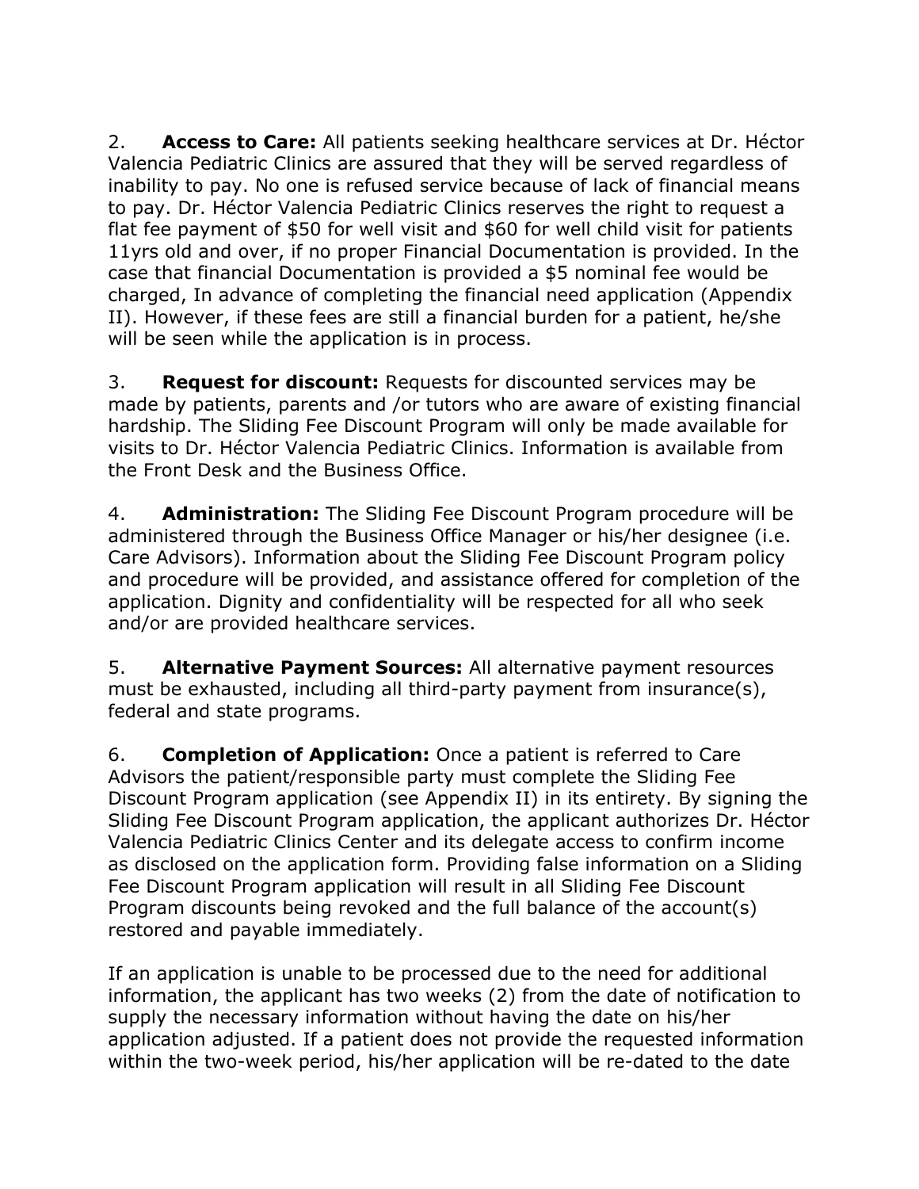2. **Access to Care:** All patients seeking healthcare services at Dr. Héctor Valencia Pediatric Clinics are assured that they will be served regardless of inability to pay. No one is refused service because of lack of financial means to pay. Dr. Héctor Valencia Pediatric Clinics reserves the right to request a flat fee payment of $50 for well visit and $60 for well child visit for patients 11yrs old and over, if no proper Financial Documentation is provided. In the case that financial Documentation is provided a $5 nominal fee would be charged, In advance of completing the financial need application (Appendix II). However, if these fees are still a financial burden for a patient, he/she will be seen while the application is in process.

3. **Request for discount:** Requests for discounted services may be made by patients, parents and /or tutors who are aware of existing financial hardship. The Sliding Fee Discount Program will only be made available for visits to Dr. Héctor Valencia Pediatric Clinics. Information is available from the Front Desk and the Business Office.

4. **Administration:** The Sliding Fee Discount Program procedure will be administered through the Business Office Manager or his/her designee (i.e. Care Advisors). Information about the Sliding Fee Discount Program policy and procedure will be provided, and assistance offered for completion of the application. Dignity and confidentiality will be respected for all who seek and/or are provided healthcare services.

5. **Alternative Payment Sources:** All alternative payment resources must be exhausted, including all third-party payment from insurance(s), federal and state programs.

6. **Completion of Application:** Once a patient is referred to Care Advisors the patient/responsible party must complete the Sliding Fee Discount Program application (see Appendix II) in its entirety. By signing the Sliding Fee Discount Program application, the applicant authorizes Dr. Héctor Valencia Pediatric Clinics Center and its delegate access to confirm income as disclosed on the application form. Providing false information on a Sliding Fee Discount Program application will result in all Sliding Fee Discount Program discounts being revoked and the full balance of the account(s) restored and payable immediately.

If an application is unable to be processed due to the need for additional information, the applicant has two weeks (2) from the date of notification to supply the necessary information without having the date on his/her application adjusted. If a patient does not provide the requested information within the two-week period, his/her application will be re-dated to the date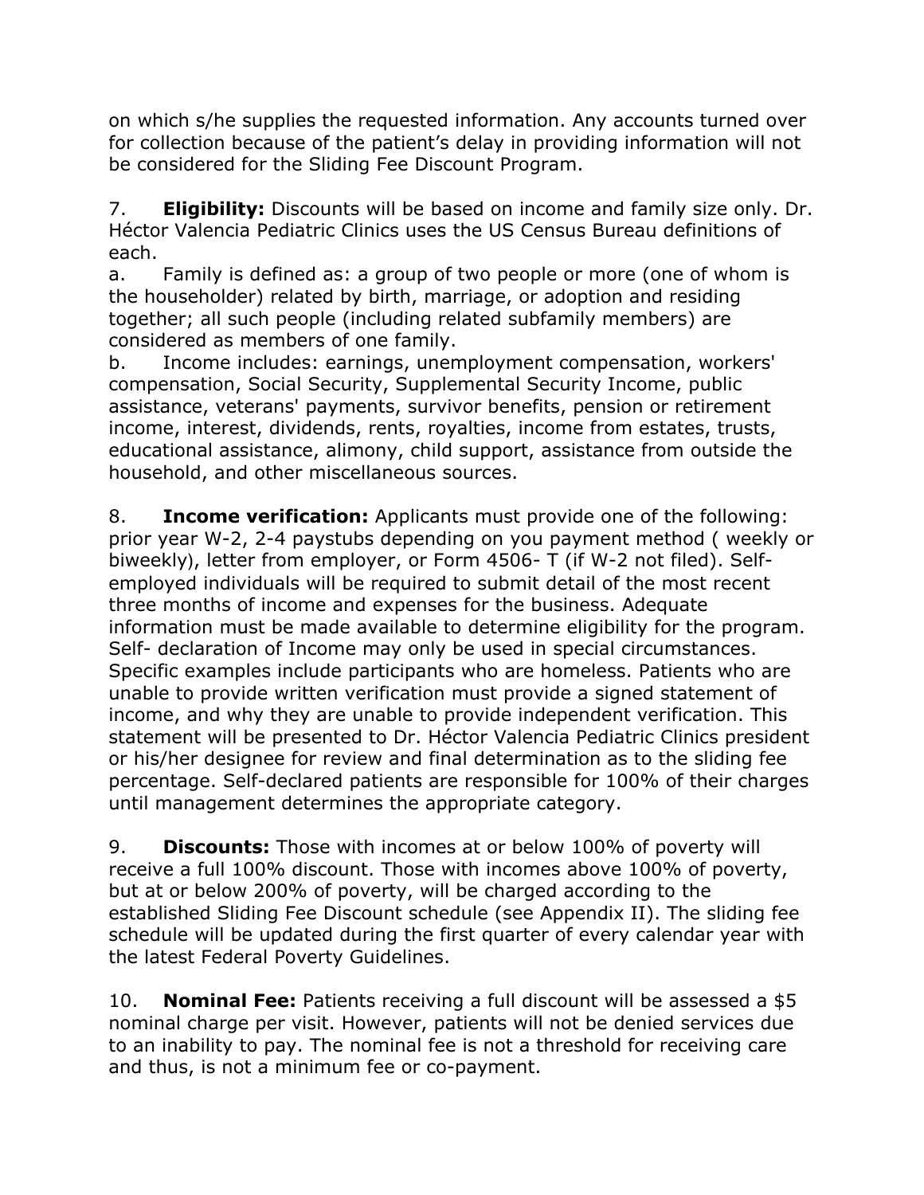on which s/he supplies the requested information. Any accounts turned over for collection because of the patient's delay in providing information will not be considered for the Sliding Fee Discount Program.

7. **Eligibility:** Discounts will be based on income and family size only. Dr. Héctor Valencia Pediatric Clinics uses the US Census Bureau definitions of each.

a. Family is defined as: a group of two people or more (one of whom is the householder) related by birth, marriage, or adoption and residing together; all such people (including related subfamily members) are considered as members of one family.

b. Income includes: earnings, unemployment compensation, workers' compensation, Social Security, Supplemental Security Income, public assistance, veterans' payments, survivor benefits, pension or retirement income, interest, dividends, rents, royalties, income from estates, trusts, educational assistance, alimony, child support, assistance from outside the household, and other miscellaneous sources.

8. **Income verification:** Applicants must provide one of the following: prior year W-2, 2-4 paystubs depending on you payment method ( weekly or biweekly), letter from employer, or Form 4506- T (if W-2 not filed). Self-employed individuals will be required to submit detail of the most recent three months of income and expenses for the business. Adequate information must be made available to determine eligibility for the program. Self- declaration of Income may only be used in special circumstances. Specific examples include participants who are homeless. Patients who are unable to provide written verification must provide a signed statement of income, and why they are unable to provide independent verification. This statement will be presented to Dr. Héctor Valencia Pediatric Clinics president or his/her designee for review and final determination as to the sliding fee percentage. Self-declared patients are responsible for 100% of their charges until management determines the appropriate category.

9. **Discounts:** Those with incomes at or below 100% of poverty will receive a full 100% discount. Those with incomes above 100% of poverty, but at or below 200% of poverty, will be charged according to the established Sliding Fee Discount schedule (see Appendix II). The sliding fee schedule will be updated during the first quarter of every calendar year with the latest Federal Poverty Guidelines.

10. **Nominal Fee:** Patients receiving a full discount will be assessed a $5 nominal charge per visit. However, patients will not be denied services due to an inability to pay. The nominal fee is not a threshold for receiving care and thus, is not a minimum fee or co-payment.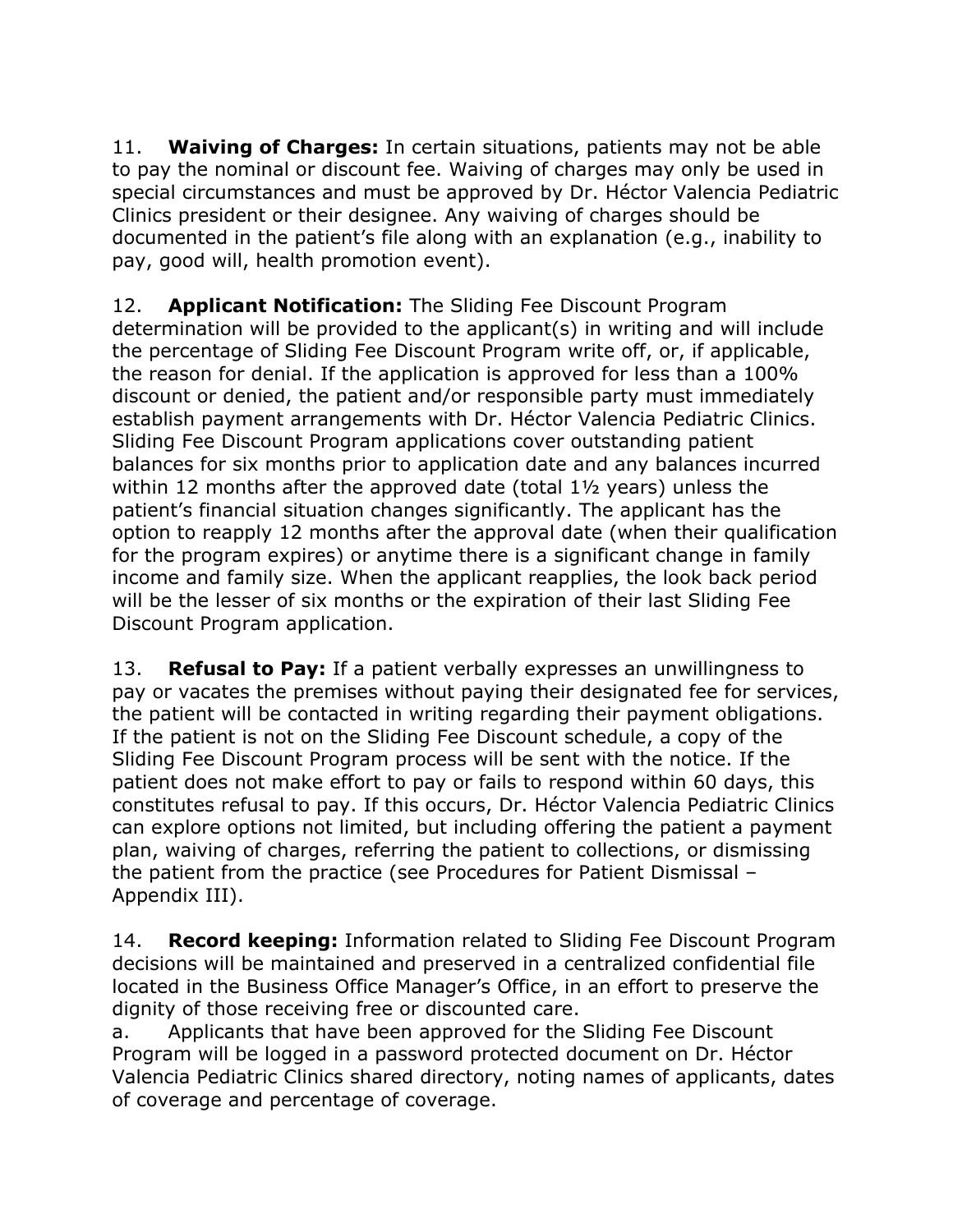11. **Waiving of Charges:** In certain situations, patients may not be able to pay the nominal or discount fee. Waiving of charges may only be used in special circumstances and must be approved by Dr. Héctor Valencia Pediatric Clinics president or their designee. Any waiving of charges should be documented in the patient's file along with an explanation (e.g., inability to pay, good will, health promotion event).

12. **Applicant Notification:** The Sliding Fee Discount Program determination will be provided to the applicant(s) in writing and will include the percentage of Sliding Fee Discount Program write off, or, if applicable, the reason for denial. If the application is approved for less than a 100% discount or denied, the patient and/or responsible party must immediately establish payment arrangements with Dr. Héctor Valencia Pediatric Clinics. Sliding Fee Discount Program applications cover outstanding patient balances for six months prior to application date and any balances incurred within 12 months after the approved date (total 1½ years) unless the patient's financial situation changes significantly. The applicant has the option to reapply 12 months after the approval date (when their qualification for the program expires) or anytime there is a significant change in family income and family size. When the applicant reapplies, the look back period will be the lesser of six months or the expiration of their last Sliding Fee Discount Program application.

13. **Refusal to Pay:** If a patient verbally expresses an unwillingness to pay or vacates the premises without paying their designated fee for services, the patient will be contacted in writing regarding their payment obligations. If the patient is not on the Sliding Fee Discount schedule, a copy of the Sliding Fee Discount Program process will be sent with the notice. If the patient does not make effort to pay or fails to respond within 60 days, this constitutes refusal to pay. If this occurs, Dr. Héctor Valencia Pediatric Clinics can explore options not limited, but including offering the patient a payment plan, waiving of charges, referring the patient to collections, or dismissing the patient from the practice (see Procedures for Patient Dismissal – Appendix III).

14. **Record keeping:** Information related to Sliding Fee Discount Program decisions will be maintained and preserved in a centralized confidential file located in the Business Office Manager's Office, in an effort to preserve the dignity of those receiving free or discounted care.

a. Applicants that have been approved for the Sliding Fee Discount Program will be logged in a password protected document on Dr. Héctor Valencia Pediatric Clinics shared directory, noting names of applicants, dates of coverage and percentage of coverage.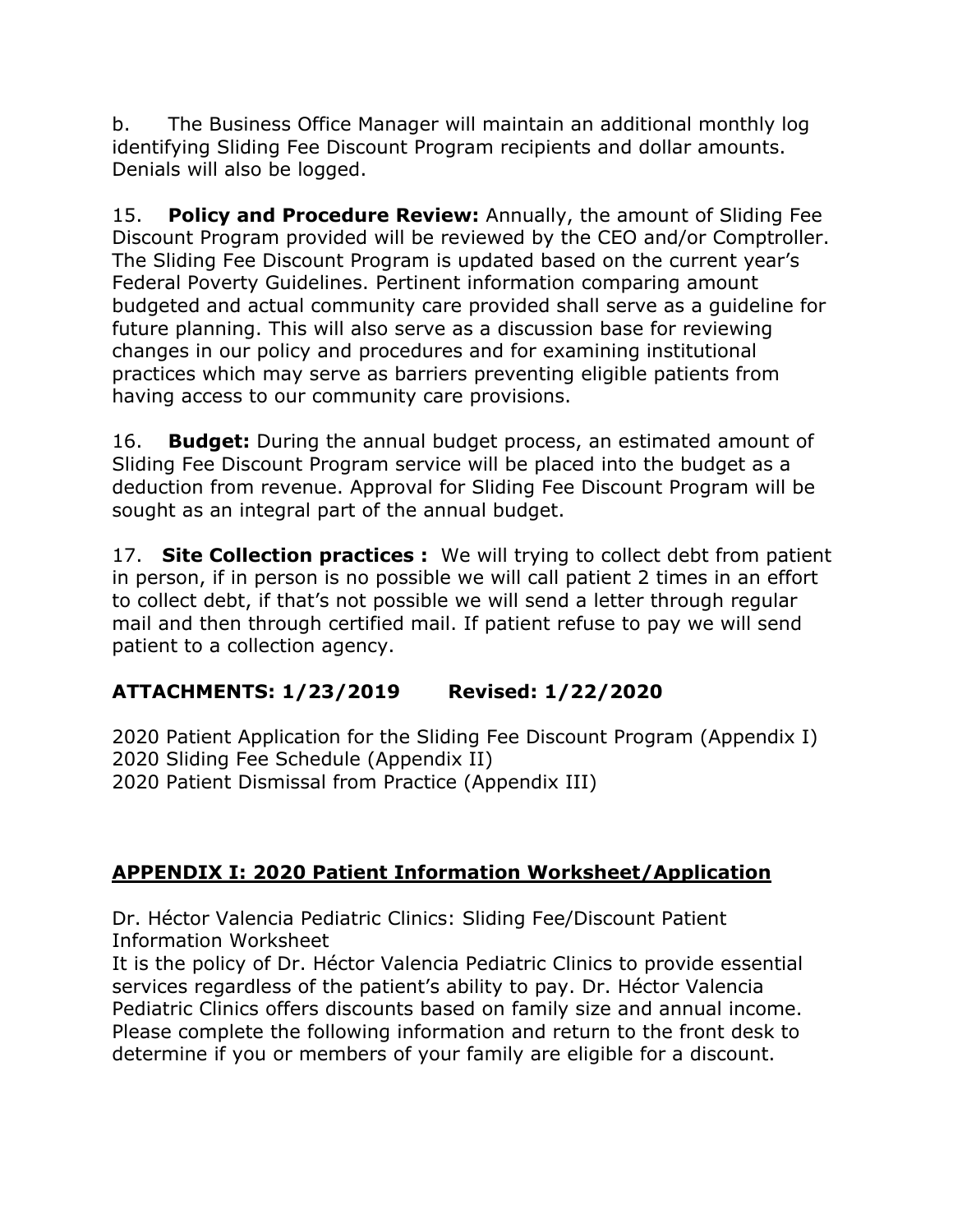b. The Business Office Manager will maintain an additional monthly log identifying Sliding Fee Discount Program recipients and dollar amounts. Denials will also be logged.

15. **Policy and Procedure Review:** Annually, the amount of Sliding Fee Discount Program provided will be reviewed by the CEO and/or Comptroller. The Sliding Fee Discount Program is updated based on the current year's Federal Poverty Guidelines. Pertinent information comparing amount budgeted and actual community care provided shall serve as a guideline for future planning. This will also serve as a discussion base for reviewing changes in our policy and procedures and for examining institutional practices which may serve as barriers preventing eligible patients from having access to our community care provisions.

16. **Budget:** During the annual budget process, an estimated amount of Sliding Fee Discount Program service will be placed into the budget as a deduction from revenue. Approval for Sliding Fee Discount Program will be sought as an integral part of the annual budget.

17. **Site Collection practices :** We will trying to collect debt from patient in person, if in person is no possible we will call patient 2 times in an effort to collect debt, if that's not possible we will send a letter through regular mail and then through certified mail. If patient refuse to pay we will send patient to a collection agency.

**ATTACHMENTS: 1/23/2019 Revised: 1/22/2020**

2020 Patient Application for the Sliding Fee Discount Program (Appendix I)
2020 Sliding Fee Schedule (Appendix II)
2020 Patient Dismissal from Practice (Appendix III)

## APPENDIX I: 2020 Patient Information Worksheet/Application

Dr. Héctor Valencia Pediatric Clinics: Sliding Fee/Discount Patient Information Worksheet

It is the policy of Dr. Héctor Valencia Pediatric Clinics to provide essential services regardless of the patient's ability to pay. Dr. Héctor Valencia Pediatric Clinics offers discounts based on family size and annual income. Please complete the following information and return to the front desk to determine if you or members of your family are eligible for a discount.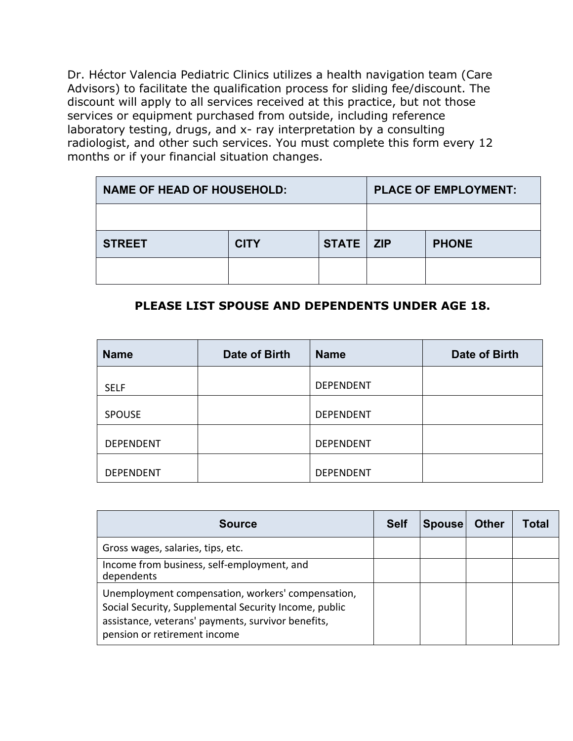Dr. Héctor Valencia Pediatric Clinics utilizes a health navigation team (Care Advisors) to facilitate the qualification process for sliding fee/discount. The discount will apply to all services received at this practice, but not those services or equipment purchased from outside, including reference laboratory testing, drugs, and x- ray interpretation by a consulting radiologist, and other such services. You must complete this form every 12 months or if your financial situation changes.

| NAME OF HEAD OF HOUSEHOLD: | | | PLACE OF EMPLOYMENT: | |
|---|---|---|---|---|
| | | | | |
| **STREET** | **CITY** | **STATE** | **ZIP** | **PHONE** |
| | | | | |

**PLEASE LIST SPOUSE AND DEPENDENTS UNDER AGE 18.**

| Name | Date of Birth | Name | Date of Birth |
|---|---|---|---|
| SELF | | DEPENDENT | |
| SPOUSE | | DEPENDENT | |
| DEPENDENT | | DEPENDENT | |
| DEPENDENT | | DEPENDENT | |

| Source | Self | Spouse | Other | Total |
|---|---|---|---|---|
| Gross wages, salaries, tips, etc. | | | | |
| Income from business, self-employment, and dependents | | | | |
| Unemployment compensation, workers' compensation, Social Security, Supplemental Security Income, public assistance, veterans' payments, survivor benefits, pension or retirement income | | | | |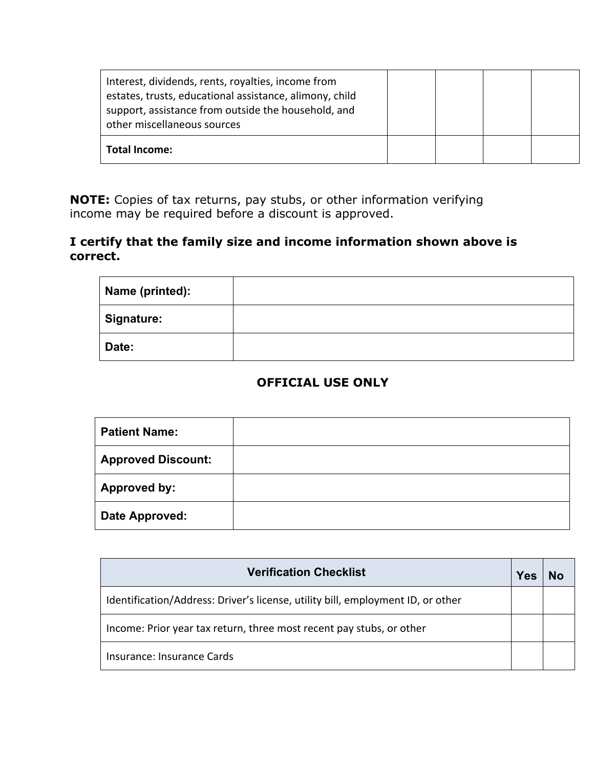| | | | | |
|---|---|---|---|---|
| Interest, dividends, rents, royalties, income from estates, trusts, educational assistance, alimony, child support, assistance from outside the household, and other miscellaneous sources | | | | |
| **Total Income:** | | | | |

**NOTE:** Copies of tax returns, pay stubs, or other information verifying income may be required before a discount is approved.

**I certify that the family size and income information shown above is correct.**

| | |
|---|---|
| **Name (printed):** | |
| **Signature:** | |
| **Date:** | |

**OFFICIAL USE ONLY**

| | |
|---|---|
| **Patient Name:** | |
| **Approved Discount:** | |
| **Approved by:** | |
| **Date Approved:** | |

| Verification Checklist | Yes | No |
|---|---|---|
| Identification/Address: Driver's license, utility bill, employment ID, or other | | |
| Income: Prior year tax return, three most recent pay stubs, or other | | |
| Insurance: Insurance Cards | | |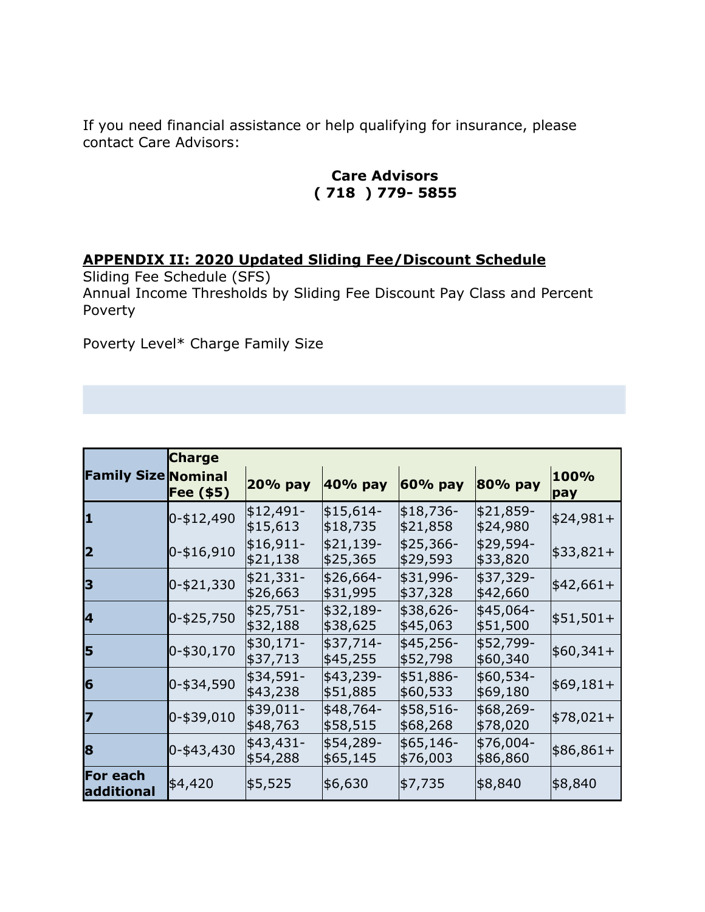If you need financial assistance or help qualifying for insurance, please contact Care Advisors:

**Care Advisors**
**( 718 ) 779- 5855**

## APPENDIX II: 2020 Updated Sliding Fee/Discount Schedule

Sliding Fee Schedule (SFS)
Annual Income Thresholds by Sliding Fee Discount Pay Class and Percent Poverty

Poverty Level* Charge Family Size

| Family Size | Charge Nominal Fee ($5) | 20% pay | 40% pay | 60% pay | 80% pay | 100% pay |
|---|---|---|---|---|---|---|
| **1** | 0-$12,490 | $12,491-$15,613 | $15,614-$18,735 | $18,736-$21,858 | $21,859-$24,980 | $24,981+ |
| **2** | 0-$16,910 | $16,911-$21,138 | $21,139-$25,365 | $25,366-$29,593 | $29,594-$33,820 | $33,821+ |
| **3** | 0-$21,330 | $21,331-$26,663 | $26,664-$31,995 | $31,996-$37,328 | $37,329-$42,660 | $42,661+ |
| **4** | 0-$25,750 | $25,751-$32,188 | $32,189-$38,625 | $38,626-$45,063 | $45,064-$51,500 | $51,501+ |
| **5** | 0-$30,170 | $30,171-$37,713 | $37,714-$45,255 | $45,256-$52,798 | $52,799-$60,340 | $60,341+ |
| **6** | 0-$34,590 | $34,591-$43,238 | $43,239-$51,885 | $51,886-$60,533 | $60,534-$69,180 | $69,181+ |
| **7** | 0-$39,010 | $39,011-$48,763 | $48,764-$58,515 | $58,516-$68,268 | $68,269-$78,020 | $78,021+ |
| **8** | 0-$43,430 | $43,431-$54,288 | $54,289-$65,145 | $65,146-$76,003 | $76,004-$86,860 | $86,861+ |
| **For each additional** | $4,420 | $5,525 | $6,630 | $7,735 | $8,840 | $8,840 |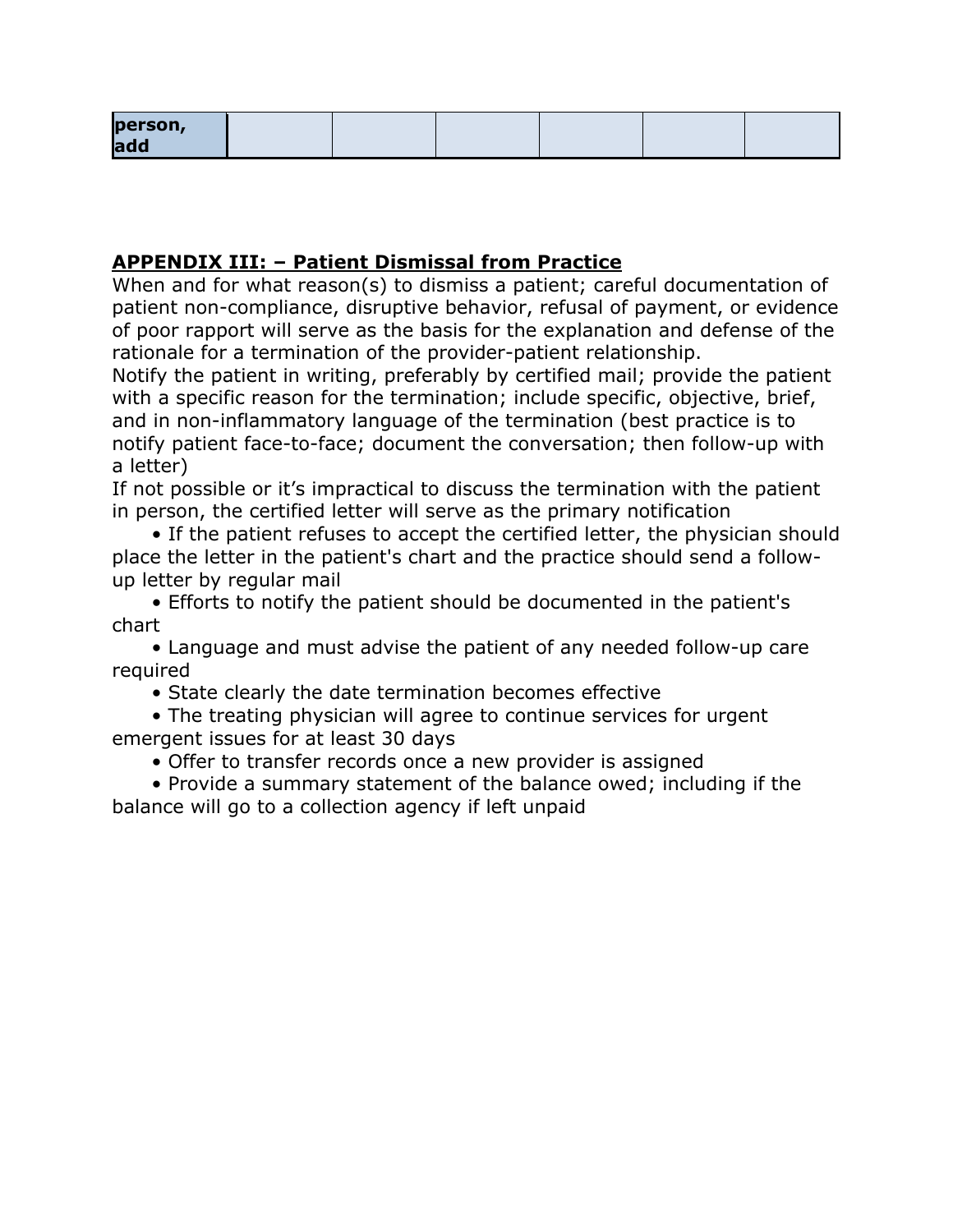| | | | | | | |
|---|---|---|---|---|---|---|
| **person, add** | | | | | | |

**APPENDIX III: – Patient Dismissal from Practice**

When and for what reason(s) to dismiss a patient; careful documentation of patient non-compliance, disruptive behavior, refusal of payment, or evidence of poor rapport will serve as the basis for the explanation and defense of the rationale for a termination of the provider-patient relationship.

Notify the patient in writing, preferably by certified mail; provide the patient with a specific reason for the termination; include specific, objective, brief, and in non-inflammatory language of the termination (best practice is to notify patient face-to-face; document the conversation; then follow-up with a letter)

If not possible or it's impractical to discuss the termination with the patient in person, the certified letter will serve as the primary notification

- If the patient refuses to accept the certified letter, the physician should place the letter in the patient's chart and the practice should send a follow-up letter by regular mail
- Efforts to notify the patient should be documented in the patient's chart
- Language and must advise the patient of any needed follow-up care required
- State clearly the date termination becomes effective
- The treating physician will agree to continue services for urgent emergent issues for at least 30 days
- Offer to transfer records once a new provider is assigned
- Provide a summary statement of the balance owed; including if the balance will go to a collection agency if left unpaid